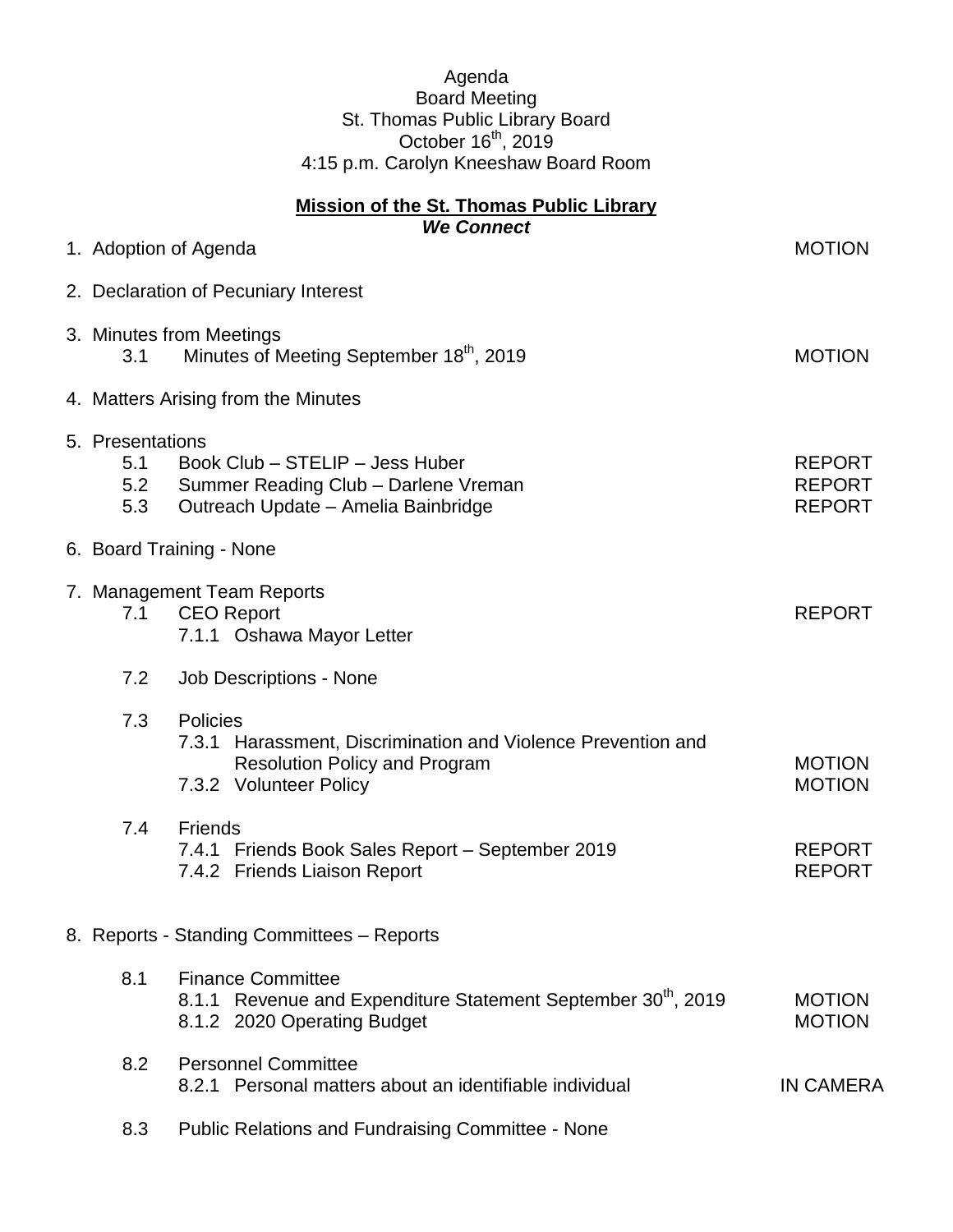Agenda
Board Meeting
St. Thomas Public Library Board
October 16th, 2019
4:15 p.m. Carolyn Kneeshaw Board Room

**Mission of the St. Thomas Public Library**
***We Connect***

| | | |
|---|---|---|
| 1. Adoption of Agenda | | MOTION |
| 2. Declaration of Pecuniary Interest | | |
| 3. Minutes from Meetings | | |
| 3.1 | Minutes of Meeting September 18th, 2019 | MOTION |
| 4. Matters Arising from the Minutes | | |
| 5. Presentations | | |
| 5.1 | Book Club – STELIP – Jess Huber | REPORT |
| 5.2 | Summer Reading Club – Darlene Vreman | REPORT |
| 5.3 | Outreach Update – Amelia Bainbridge | REPORT |
| 6. Board Training - None | | |
| 7. Management Team Reports | | |
| 7.1 | CEO Report | REPORT |
| | 7.1.1 Oshawa Mayor Letter | |
| 7.2 | Job Descriptions - None | |
| 7.3 | Policies | |
| | 7.3.1 Harassment, Discrimination and Violence Prevention and Resolution Policy and Program | MOTION |
| | 7.3.2 Volunteer Policy | MOTION |
| 7.4 | Friends | |
| | 7.4.1 Friends Book Sales Report – September 2019 | REPORT |
| | 7.4.2 Friends Liaison Report | REPORT |
| 8. Reports - Standing Committees – Reports | | |
| 8.1 | Finance Committee | |
| | 8.1.1 Revenue and Expenditure Statement September 30th, 2019 | MOTION |
| | 8.1.2 2020 Operating Budget | MOTION |
| 8.2 | Personnel Committee | |
| | 8.2.1 Personal matters about an identifiable individual | IN CAMERA |
| 8.3 | Public Relations and Fundraising Committee - None | |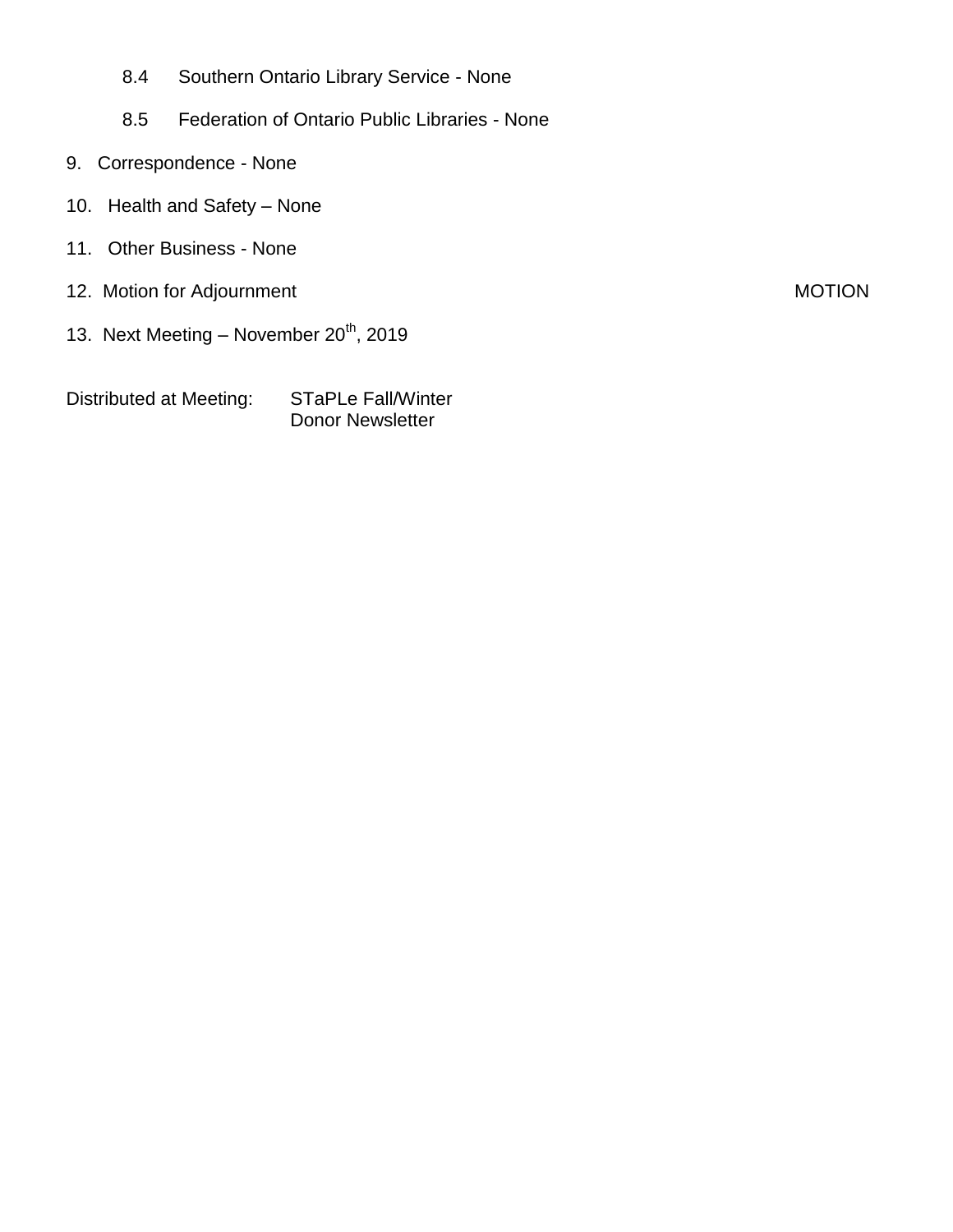8.4 Southern Ontario Library Service - None

8.5 Federation of Ontario Public Libraries - None

9. Correspondence - None

10. Health and Safety – None

11. Other Business - None

12. Motion for Adjournment MOTION

13. Next Meeting – November 20th, 2019

Distributed at Meeting: STaPLe Fall/Winter Donor Newsletter